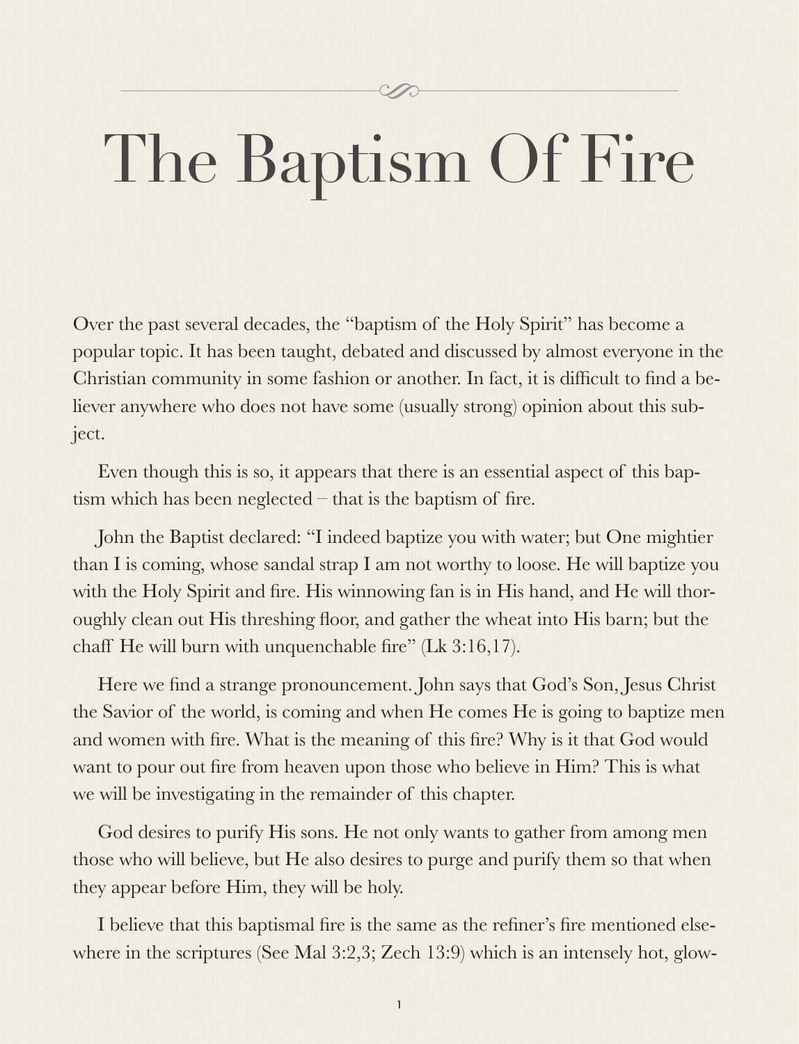# The Baptism Of Fire

Over the past several decades, the "baptism of the Holy Spirit" has become a popular topic. It has been taught, debated and discussed by almost everyone in the Christian community in some fashion or another. In fact, it is difficult to find a believer anywhere who does not have some (usually strong) opinion about this subject.

Even though this is so, it appears that there is an essential aspect of this baptism which has been neglected – that is the baptism of fire.

John the Baptist declared: "I indeed baptize you with water; but One mightier than I is coming, whose sandal strap I am not worthy to loose. He will baptize you with the Holy Spirit and fire. His winnowing fan is in His hand, and He will thoroughly clean out His threshing floor, and gather the wheat into His barn; but the chaff He will burn with unquenchable fire" (Lk 3:16,17).

Here we find a strange pronouncement. John says that God's Son, Jesus Christ the Savior of the world, is coming and when He comes He is going to baptize men and women with fire. What is the meaning of this fire? Why is it that God would want to pour out fire from heaven upon those who believe in Him? This is what we will be investigating in the remainder of this chapter.

God desires to purify His sons. He not only wants to gather from among men those who will believe, but He also desires to purge and purify them so that when they appear before Him, they will be holy.

I believe that this baptismal fire is the same as the refiner's fire mentioned elsewhere in the scriptures (See Mal 3:2,3; Zech 13:9) which is an intensely hot, glow-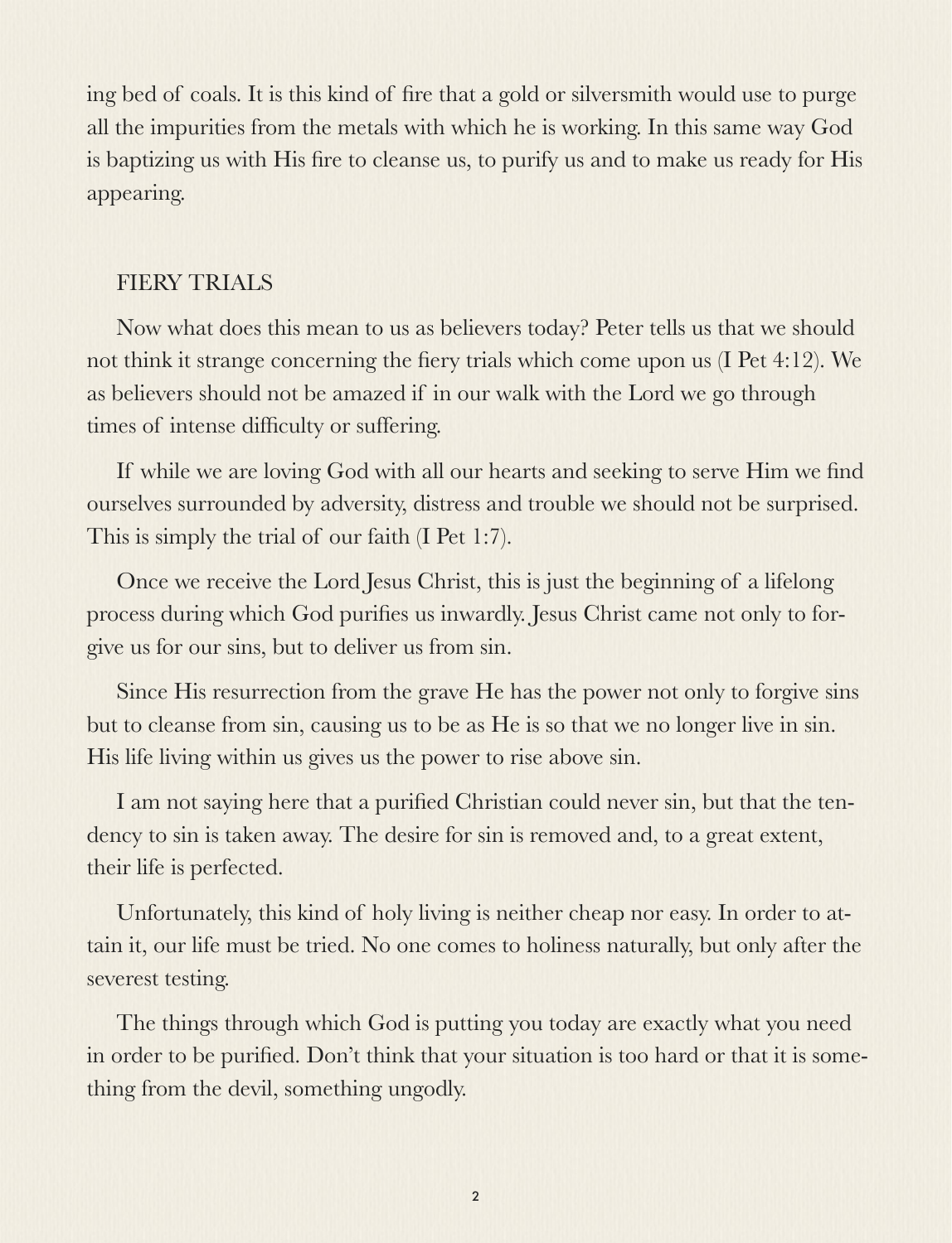ing bed of coals. It is this kind of fire that a gold or silversmith would use to purge all the impurities from the metals with which he is working. In this same way God is baptizing us with His fire to cleanse us, to purify us and to make us ready for His appearing.

## FIERY TRIALS

Now what does this mean to us as believers today? Peter tells us that we should not think it strange concerning the fiery trials which come upon us (I Pet 4:12). We as believers should not be amazed if in our walk with the Lord we go through times of intense difficulty or suffering.

If while we are loving God with all our hearts and seeking to serve Him we find ourselves surrounded by adversity, distress and trouble we should not be surprised. This is simply the trial of our faith (I Pet 1:7).

Once we receive the Lord Jesus Christ, this is just the beginning of a lifelong process during which God purifies us inwardly. Jesus Christ came not only to forgive us for our sins, but to deliver us from sin.

Since His resurrection from the grave He has the power not only to forgive sins but to cleanse from sin, causing us to be as He is so that we no longer live in sin. His life living within us gives us the power to rise above sin.

I am not saying here that a purified Christian could never sin, but that the tendency to sin is taken away. The desire for sin is removed and, to a great extent, their life is perfected.

Unfortunately, this kind of holy living is neither cheap nor easy. In order to attain it, our life must be tried. No one comes to holiness naturally, but only after the severest testing.

The things through which God is putting you today are exactly what you need in order to be purified. Don't think that your situation is too hard or that it is something from the devil, something ungodly.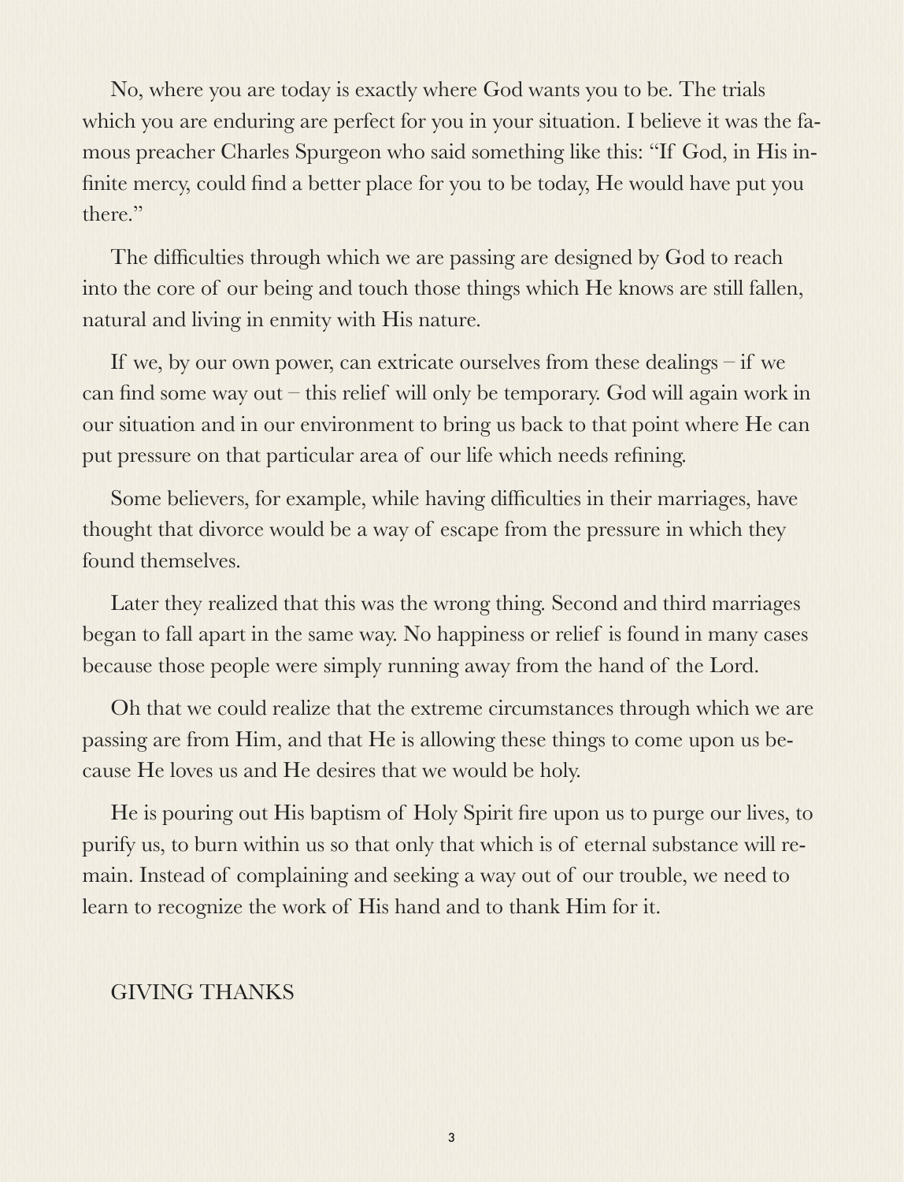No, where you are today is exactly where God wants you to be. The trials which you are enduring are perfect for you in your situation. I believe it was the famous preacher Charles Spurgeon who said something like this: "If God, in His infinite mercy, could find a better place for you to be today, He would have put you there."

The difficulties through which we are passing are designed by God to reach into the core of our being and touch those things which He knows are still fallen, natural and living in enmity with His nature.

If we, by our own power, can extricate ourselves from these dealings – if we can find some way out – this relief will only be temporary. God will again work in our situation and in our environment to bring us back to that point where He can put pressure on that particular area of our life which needs refining.

Some believers, for example, while having difficulties in their marriages, have thought that divorce would be a way of escape from the pressure in which they found themselves.

Later they realized that this was the wrong thing. Second and third marriages began to fall apart in the same way. No happiness or relief is found in many cases because those people were simply running away from the hand of the Lord.

Oh that we could realize that the extreme circumstances through which we are passing are from Him, and that He is allowing these things to come upon us because He loves us and He desires that we would be holy.

He is pouring out His baptism of Holy Spirit fire upon us to purge our lives, to purify us, to burn within us so that only that which is of eternal substance will remain. Instead of complaining and seeking a way out of our trouble, we need to learn to recognize the work of His hand and to thank Him for it.

## GIVING THANKS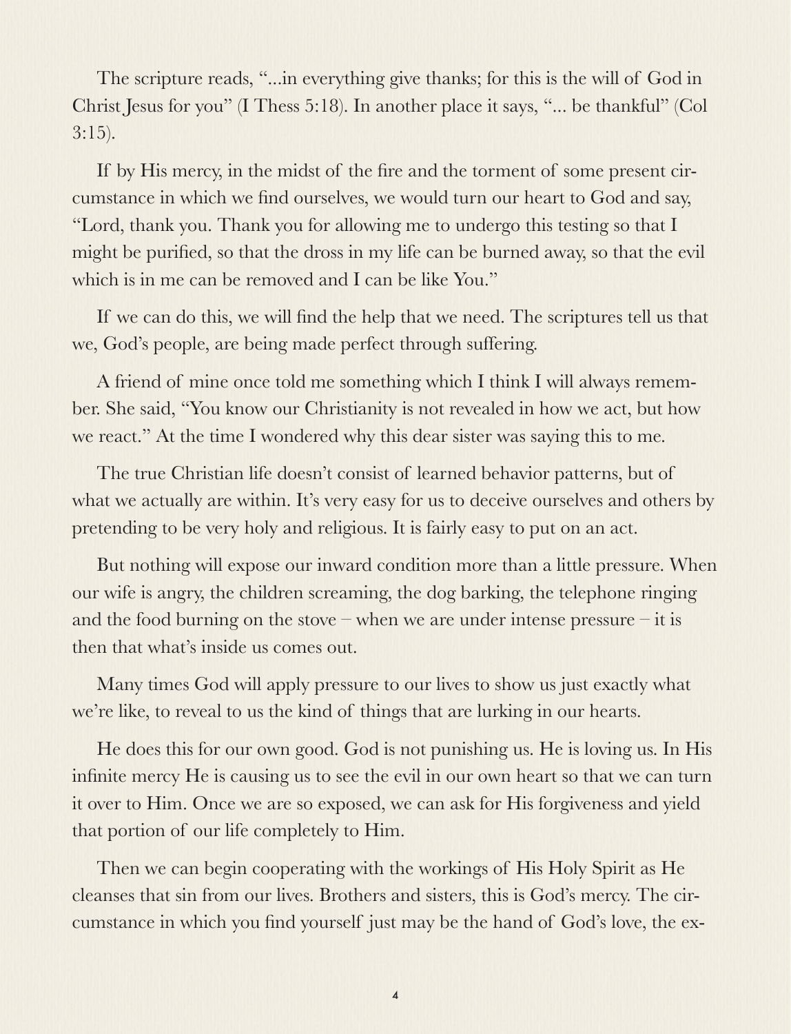The scripture reads, "...in everything give thanks; for this is the will of God in Christ Jesus for you" (I Thess 5:18). In another place it says, "... be thankful" (Col 3:15).

If by His mercy, in the midst of the fire and the torment of some present circumstance in which we find ourselves, we would turn our heart to God and say, "Lord, thank you. Thank you for allowing me to undergo this testing so that I might be purified, so that the dross in my life can be burned away, so that the evil which is in me can be removed and I can be like You."

If we can do this, we will find the help that we need. The scriptures tell us that we, God's people, are being made perfect through suffering.

A friend of mine once told me something which I think I will always remember. She said, "You know our Christianity is not revealed in how we act, but how we react." At the time I wondered why this dear sister was saying this to me.

The true Christian life doesn't consist of learned behavior patterns, but of what we actually are within. It's very easy for us to deceive ourselves and others by pretending to be very holy and religious. It is fairly easy to put on an act.

But nothing will expose our inward condition more than a little pressure. When our wife is angry, the children screaming, the dog barking, the telephone ringing and the food burning on the stove – when we are under intense pressure – it is then that what's inside us comes out.

Many times God will apply pressure to our lives to show us just exactly what we're like, to reveal to us the kind of things that are lurking in our hearts.

He does this for our own good. God is not punishing us. He is loving us. In His infinite mercy He is causing us to see the evil in our own heart so that we can turn it over to Him. Once we are so exposed, we can ask for His forgiveness and yield that portion of our life completely to Him.

Then we can begin cooperating with the workings of His Holy Spirit as He cleanses that sin from our lives. Brothers and sisters, this is God's mercy. The circumstance in which you find yourself just may be the hand of God's love, the ex-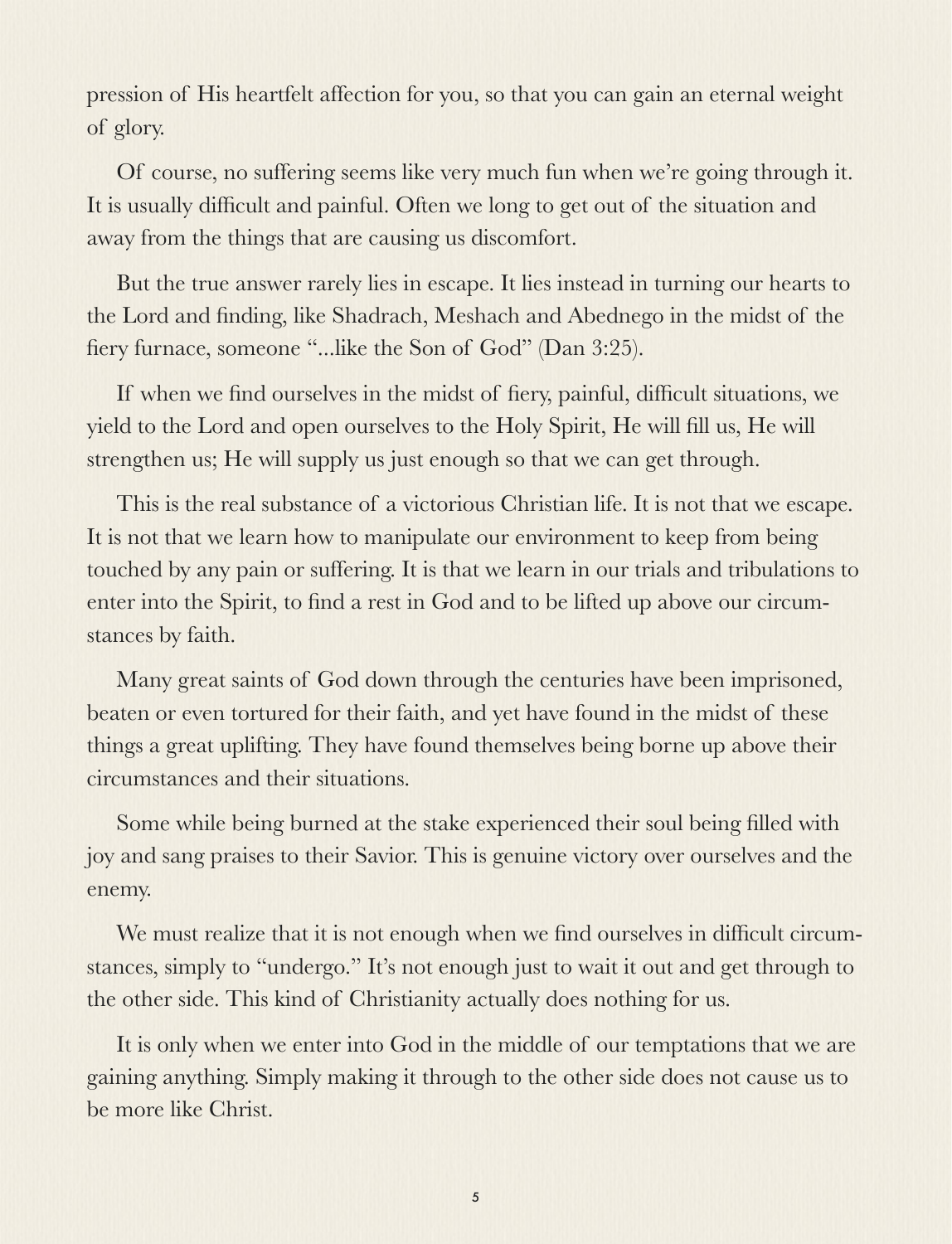pression of His heartfelt affection for you, so that you can gain an eternal weight of glory.

Of course, no suffering seems like very much fun when we're going through it. It is usually difficult and painful. Often we long to get out of the situation and away from the things that are causing us discomfort.

But the true answer rarely lies in escape. It lies instead in turning our hearts to the Lord and finding, like Shadrach, Meshach and Abednego in the midst of the fiery furnace, someone "...like the Son of God" (Dan 3:25).

If when we find ourselves in the midst of fiery, painful, difficult situations, we yield to the Lord and open ourselves to the Holy Spirit, He will fill us, He will strengthen us; He will supply us just enough so that we can get through.

This is the real substance of a victorious Christian life. It is not that we escape. It is not that we learn how to manipulate our environment to keep from being touched by any pain or suffering. It is that we learn in our trials and tribulations to enter into the Spirit, to find a rest in God and to be lifted up above our circumstances by faith.

Many great saints of God down through the centuries have been imprisoned, beaten or even tortured for their faith, and yet have found in the midst of these things a great uplifting. They have found themselves being borne up above their circumstances and their situations.

Some while being burned at the stake experienced their soul being filled with joy and sang praises to their Savior. This is genuine victory over ourselves and the enemy.

We must realize that it is not enough when we find ourselves in difficult circumstances, simply to "undergo." It's not enough just to wait it out and get through to the other side. This kind of Christianity actually does nothing for us.

It is only when we enter into God in the middle of our temptations that we are gaining anything. Simply making it through to the other side does not cause us to be more like Christ.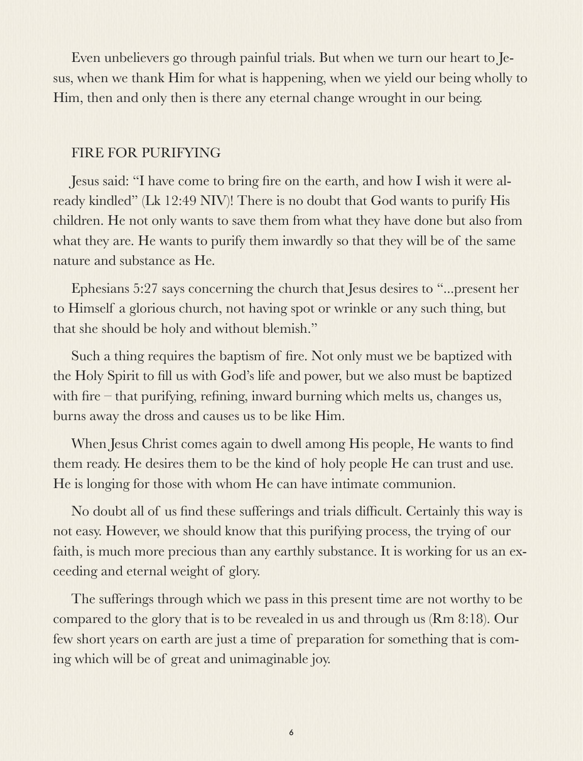Even unbelievers go through painful trials. But when we turn our heart to Jesus, when we thank Him for what is happening, when we yield our being wholly to Him, then and only then is there any eternal change wrought in our being.

## FIRE FOR PURIFYING

Jesus said: "I have come to bring fire on the earth, and how I wish it were already kindled" (Lk 12:49 NIV)! There is no doubt that God wants to purify His children. He not only wants to save them from what they have done but also from what they are. He wants to purify them inwardly so that they will be of the same nature and substance as He.

Ephesians 5:27 says concerning the church that Jesus desires to "...present her to Himself a glorious church, not having spot or wrinkle or any such thing, but that she should be holy and without blemish."

Such a thing requires the baptism of fire. Not only must we be baptized with the Holy Spirit to fill us with God's life and power, but we also must be baptized with fire – that purifying, refining, inward burning which melts us, changes us, burns away the dross and causes us to be like Him.

When Jesus Christ comes again to dwell among His people, He wants to find them ready. He desires them to be the kind of holy people He can trust and use. He is longing for those with whom He can have intimate communion.

No doubt all of us find these sufferings and trials difficult. Certainly this way is not easy. However, we should know that this purifying process, the trying of our faith, is much more precious than any earthly substance. It is working for us an exceeding and eternal weight of glory.

The sufferings through which we pass in this present time are not worthy to be compared to the glory that is to be revealed in us and through us (Rm 8:18). Our few short years on earth are just a time of preparation for something that is coming which will be of great and unimaginable joy.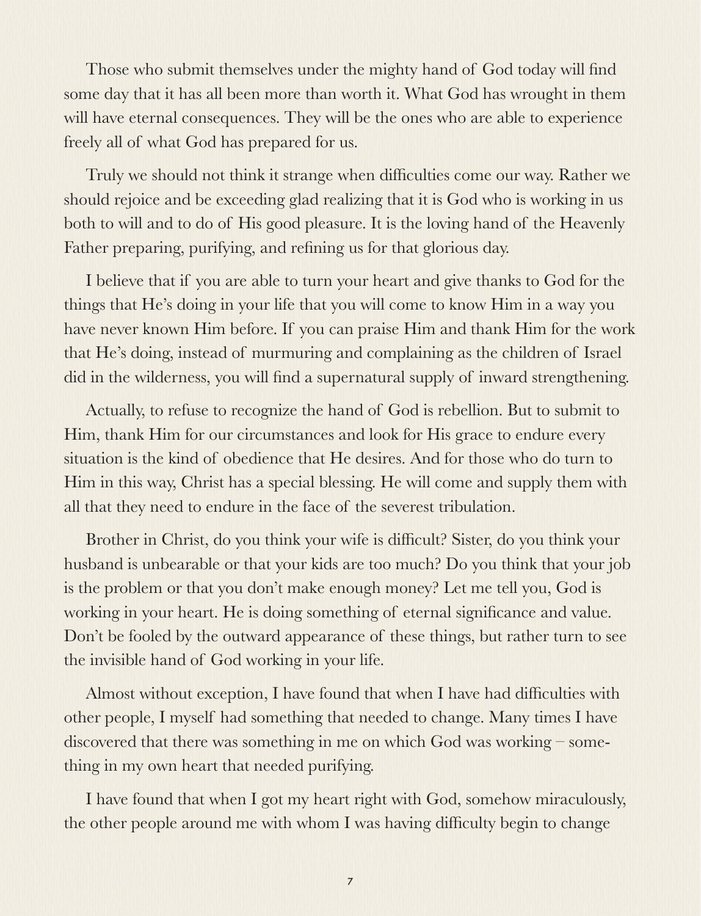Those who submit themselves under the mighty hand of God today will find some day that it has all been more than worth it. What God has wrought in them will have eternal consequences. They will be the ones who are able to experience freely all of what God has prepared for us.

Truly we should not think it strange when difficulties come our way. Rather we should rejoice and be exceeding glad realizing that it is God who is working in us both to will and to do of His good pleasure. It is the loving hand of the Heavenly Father preparing, purifying, and refining us for that glorious day.

I believe that if you are able to turn your heart and give thanks to God for the things that He's doing in your life that you will come to know Him in a way you have never known Him before. If you can praise Him and thank Him for the work that He's doing, instead of murmuring and complaining as the children of Israel did in the wilderness, you will find a supernatural supply of inward strengthening.

Actually, to refuse to recognize the hand of God is rebellion. But to submit to Him, thank Him for our circumstances and look for His grace to endure every situation is the kind of obedience that He desires. And for those who do turn to Him in this way, Christ has a special blessing. He will come and supply them with all that they need to endure in the face of the severest tribulation.

Brother in Christ, do you think your wife is difficult? Sister, do you think your husband is unbearable or that your kids are too much? Do you think that your job is the problem or that you don't make enough money? Let me tell you, God is working in your heart. He is doing something of eternal significance and value. Don't be fooled by the outward appearance of these things, but rather turn to see the invisible hand of God working in your life.

Almost without exception, I have found that when I have had difficulties with other people, I myself had something that needed to change. Many times I have discovered that there was something in me on which God was working – something in my own heart that needed purifying.

I have found that when I got my heart right with God, somehow miraculously, the other people around me with whom I was having difficulty begin to change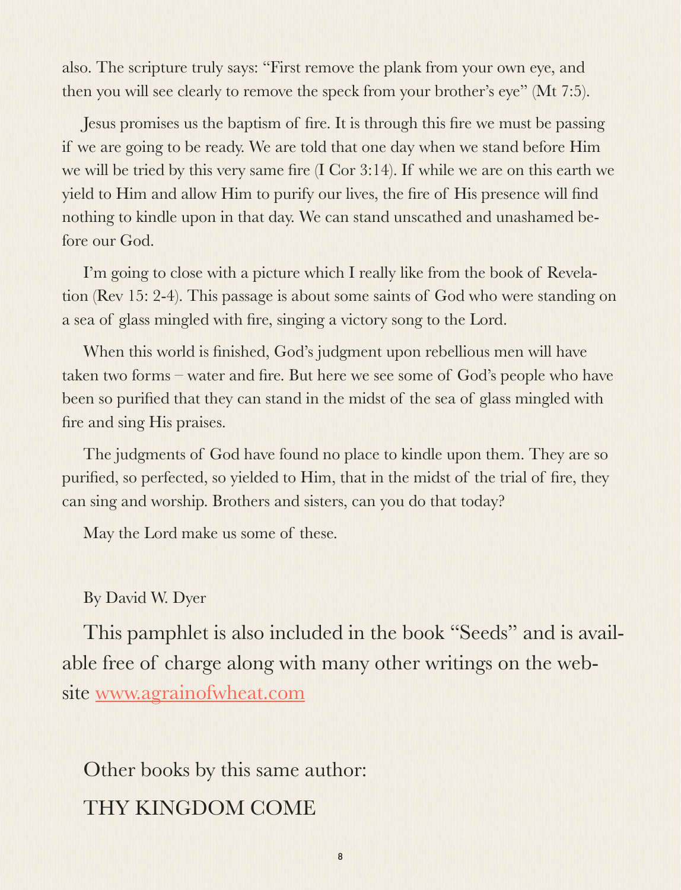also. The scripture truly says: "First remove the plank from your own eye, and then you will see clearly to remove the speck from your brother's eye" (Mt 7:5).

Jesus promises us the baptism of fire. It is through this fire we must be passing if we are going to be ready. We are told that one day when we stand before Him we will be tried by this very same fire (I Cor 3:14). If while we are on this earth we yield to Him and allow Him to purify our lives, the fire of His presence will find nothing to kindle upon in that day. We can stand unscathed and unashamed before our God.

I'm going to close with a picture which I really like from the book of Revelation (Rev 15: 2-4). This passage is about some saints of God who were standing on a sea of glass mingled with fire, singing a victory song to the Lord.

When this world is finished, God's judgment upon rebellious men will have taken two forms – water and fire. But here we see some of God's people who have been so purified that they can stand in the midst of the sea of glass mingled with fire and sing His praises.

The judgments of God have found no place to kindle upon them. They are so purified, so perfected, so yielded to Him, that in the midst of the trial of fire, they can sing and worship. Brothers and sisters, can you do that today?

May the Lord make us some of these.

By David W. Dyer

This pamphlet is also included in the book "Seeds" and is available free of charge along with many other writings on the website [www.agrainofwheat.com](http://www.agrainofwheat.com)

Other books by this same author:

THY KINGDOM COME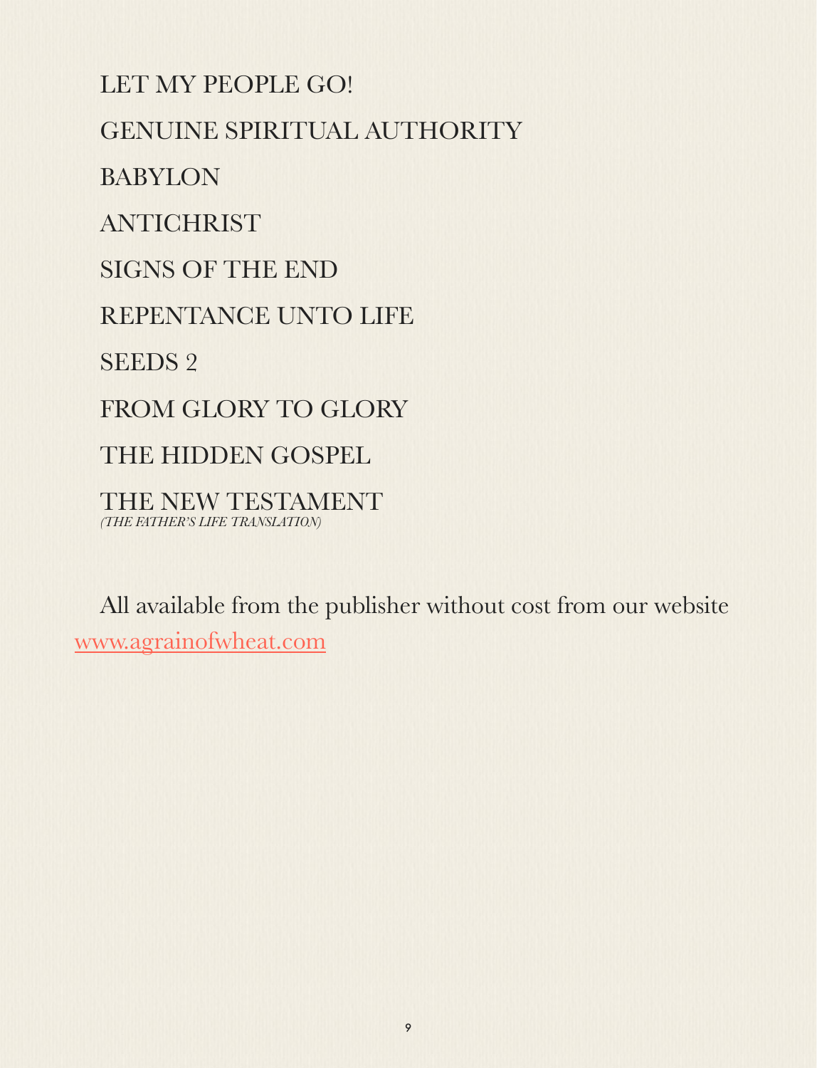LET MY PEOPLE GO!

GENUINE SPIRITUAL AUTHORITY

BABYLON

ANTICHRIST

SIGNS OF THE END

REPENTANCE UNTO LIFE

SEEDS 2

FROM GLORY TO GLORY

THE HIDDEN GOSPEL

THE NEW TESTAMENT
*(THE FATHER'S LIFE TRANSLATION)*

All available from the publisher without cost from our website www.agrainofwheat.com